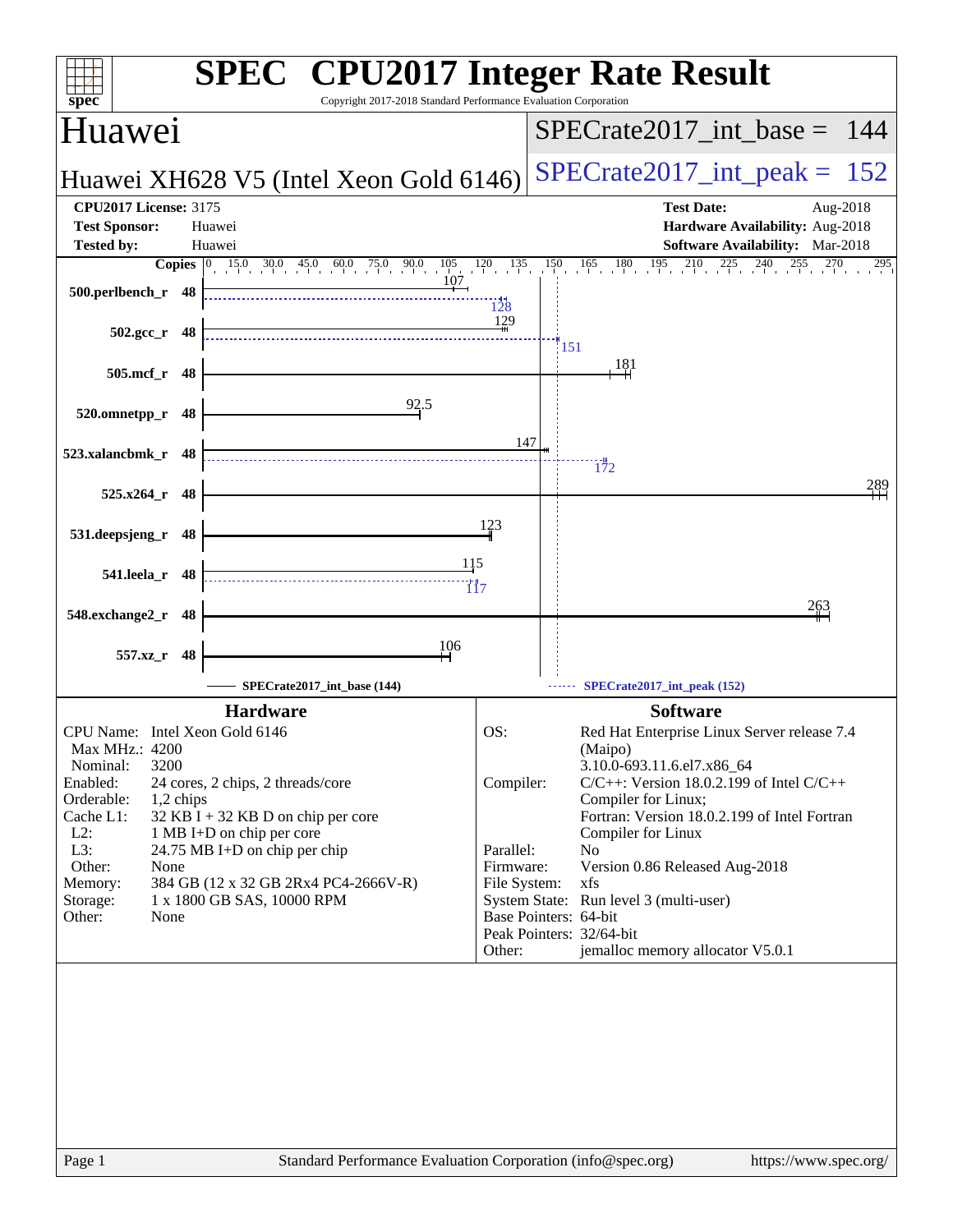# SPEC CPU2017 Integer Rate Result

Copyright 2017-2018 Standard Performance Evaluation Corporation

## Huawei

**Huawei XH628 V5 (Intel Xeon Gold 6146)**

SPECrate2017_int_base = 144

SPECrate2017_int_peak = 152

**CPU2017 License:** 3175
**Test Sponsor:** Huawei
**Tested by:** Huawei

**Test Date:** Aug-2018
**Hardware Availability:** Aug-2018
**Software Availability:** Mar-2018

| Benchmark | Copies | Base | Peak |
|---|---|---|---|
| 500.perlbench_r | 48 | 107 | 128 |
| 502.gcc_r | 48 | 129 | 151 |
| 505.mcf_r | 48 | 181 | |
| 520.omnetpp_r | 48 | 92.5 | |
| 523.xalancbmk_r | 48 | 147 | 172 |
| 525.x264_r | 48 | 289 | |
| 531.deepsjeng_r | 48 | 123 | |
| 541.leela_r | 48 | 115 | 117 |
| 548.exchange2_r | 48 | 263 | |
| 557.xz_r | 48 | 106 | |

SPECrate2017_int_base (144) — SPECrate2017_int_peak (152)

### Hardware

| | |
|---|---|
| CPU Name: | Intel Xeon Gold 6146 |
| Max MHz.: | 4200 |
| Nominal: | 3200 |
| Enabled: | 24 cores, 2 chips, 2 threads/core |
| Orderable: | 1,2 chips |
| Cache L1: | 32 KB I + 32 KB D on chip per core |
| L2: | 1 MB I+D on chip per core |
| L3: | 24.75 MB I+D on chip per chip |
| Other: | None |
| Memory: | 384 GB (12 x 32 GB 2Rx4 PC4-2666V-R) |
| Storage: | 1 x 1800 GB SAS, 10000 RPM |
| Other: | None |

### Software

| | |
|---|---|
| OS: | Red Hat Enterprise Linux Server release 7.4 (Maipo) 3.10.0-693.11.6.el7.x86_64 |
| Compiler: | C/C++: Version 18.0.2.199 of Intel C/C++ Compiler for Linux; Fortran: Version 18.0.2.199 of Intel Fortran Compiler for Linux |
| Parallel: | No |
| Firmware: | Version 0.86 Released Aug-2018 |
| File System: | xfs |
| System State: | Run level 3 (multi-user) |
| Base Pointers: | 64-bit |
| Peak Pointers: | 32/64-bit |
| Other: | jemalloc memory allocator V5.0.1 |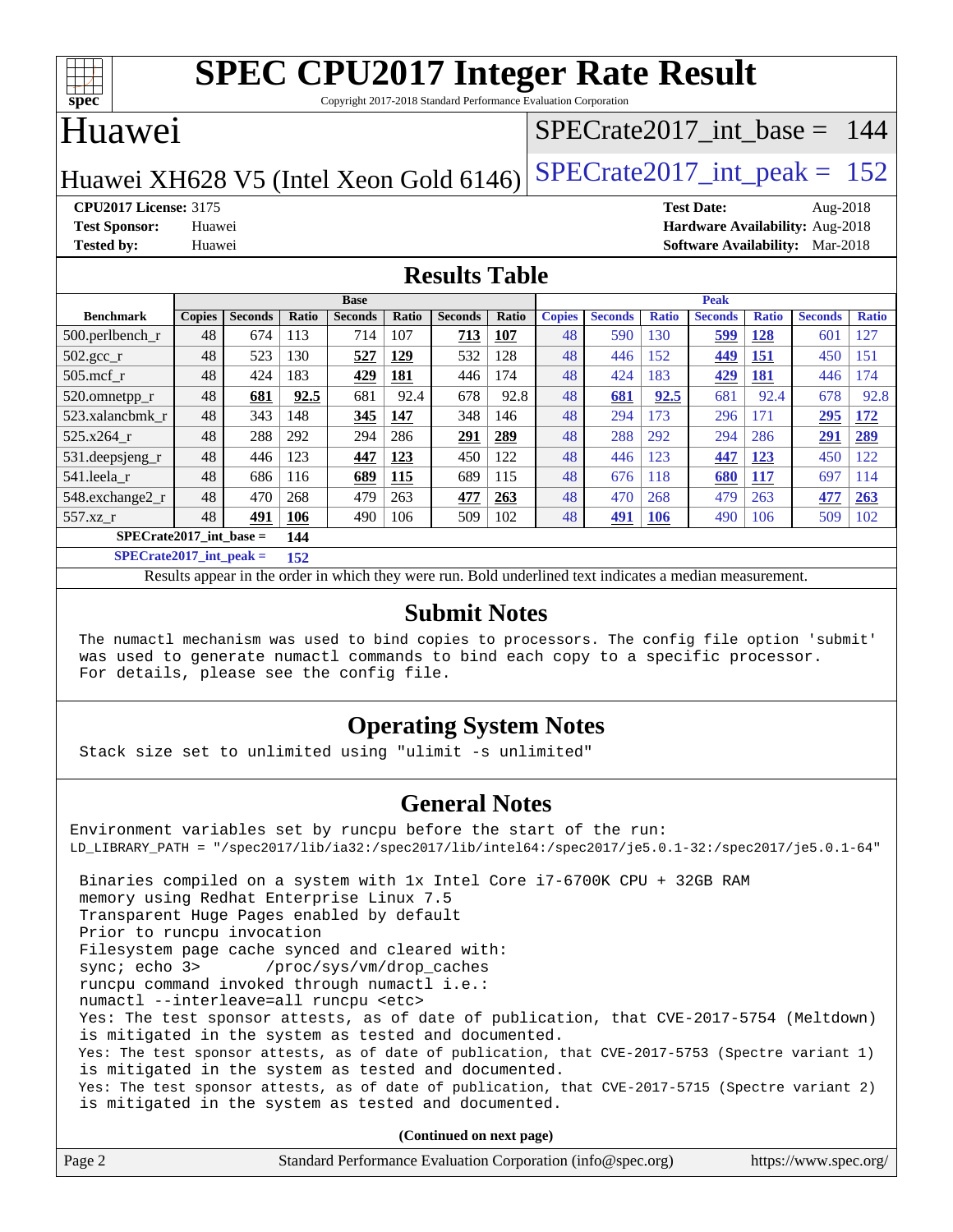# SPEC CPU2017 Integer Rate Result

Copyright 2017-2018 Standard Performance Evaluation Corporation

## Huawei

Huawei XH628 V5 (Intel Xeon Gold 6146)

SPECrate2017_int_base = 144

SPECrate2017_int_peak = 152

**CPU2017 License:** 3175
**Test Sponsor:** Huawei
**Tested by:** Huawei

**Test Date:** Aug-2018
**Hardware Availability:** Aug-2018
**Software Availability:** Mar-2018

## Results Table

| | Base | | | | | | | Peak | | | | | | |
|---|---|---|---|---|---|---|---|---|---|---|---|---|---|---|
| **Benchmark** | **Copies** | **Seconds** | **Ratio** | **Seconds** | **Ratio** | **Seconds** | **Ratio** | **Copies** | **Seconds** | **Ratio** | **Seconds** | **Ratio** | **Seconds** | **Ratio** |
| 500.perlbench_r | 48 | 674 | 113 | 714 | 107 | **713** | **107** | 48 | 590 | 130 | **599** | **128** | 601 | 127 |
| 502.gcc_r | 48 | 523 | 130 | **527** | **129** | 532 | 128 | 48 | 446 | 152 | **449** | **151** | 450 | 151 |
| 505.mcf_r | 48 | 424 | 183 | **429** | **181** | 446 | 174 | 48 | 424 | 183 | **429** | **181** | 446 | 174 |
| 520.omnetpp_r | 48 | **681** | **92.5** | 681 | 92.4 | 678 | 92.8 | 48 | **681** | **92.5** | 681 | 92.4 | 678 | 92.8 |
| 523.xalancbmk_r | 48 | 343 | 148 | **345** | **147** | 348 | 146 | 48 | 294 | 173 | 296 | 171 | **295** | **172** |
| 525.x264_r | 48 | 288 | 292 | 294 | 286 | **291** | **289** | 48 | 288 | 292 | 294 | 286 | **291** | **289** |
| 531.deepsjeng_r | 48 | 446 | 123 | **447** | **123** | 450 | 122 | 48 | 446 | 123 | **447** | **123** | 450 | 122 |
| 541.leela_r | 48 | 686 | 116 | **689** | **115** | 689 | 115 | 48 | 676 | 118 | **680** | **117** | 697 | 114 |
| 548.exchange2_r | 48 | 470 | 268 | 479 | 263 | **477** | **263** | 48 | 470 | 268 | 479 | 263 | **477** | **263** |
| 557.xz_r | 48 | **491** | **106** | 490 | 106 | 509 | 102 | 48 | **491** | **106** | 490 | 106 | 509 | 102 |

**SPECrate2017_int_base = 144**

**SPECrate2017_int_peak = 152**

Results appear in the order in which they were run. Bold underlined text indicates a median measurement.

## Submit Notes

```
The numactl mechanism was used to bind copies to processors. The config file option 'submit'
was used to generate numactl commands to bind each copy to a specific processor.
For details, please see the config file.
```

## Operating System Notes

```
Stack size set to unlimited using "ulimit -s unlimited"
```

## General Notes

```
Environment variables set by runcpu before the start of the run:
LD_LIBRARY_PATH = "/spec2017/lib/ia32:/spec2017/lib/intel64:/spec2017/je5.0.1-32:/spec2017/je5.0.1-64"

 Binaries compiled on a system with 1x Intel Core i7-6700K CPU + 32GB RAM
 memory using Redhat Enterprise Linux 7.5
 Transparent Huge Pages enabled by default
 Prior to runcpu invocation
 Filesystem page cache synced and cleared with:
 sync; echo 3>       /proc/sys/vm/drop_caches
 runcpu command invoked through numactl i.e.:
 numactl --interleave=all runcpu <etc>
 Yes: The test sponsor attests, as of date of publication, that CVE-2017-5754 (Meltdown)
 is mitigated in the system as tested and documented.
 Yes: The test sponsor attests, as of date of publication, that CVE-2017-5753 (Spectre variant 1)
 is mitigated in the system as tested and documented.
 Yes: The test sponsor attests, as of date of publication, that CVE-2017-5715 (Spectre variant 2)
 is mitigated in the system as tested and documented.
```

**(Continued on next page)**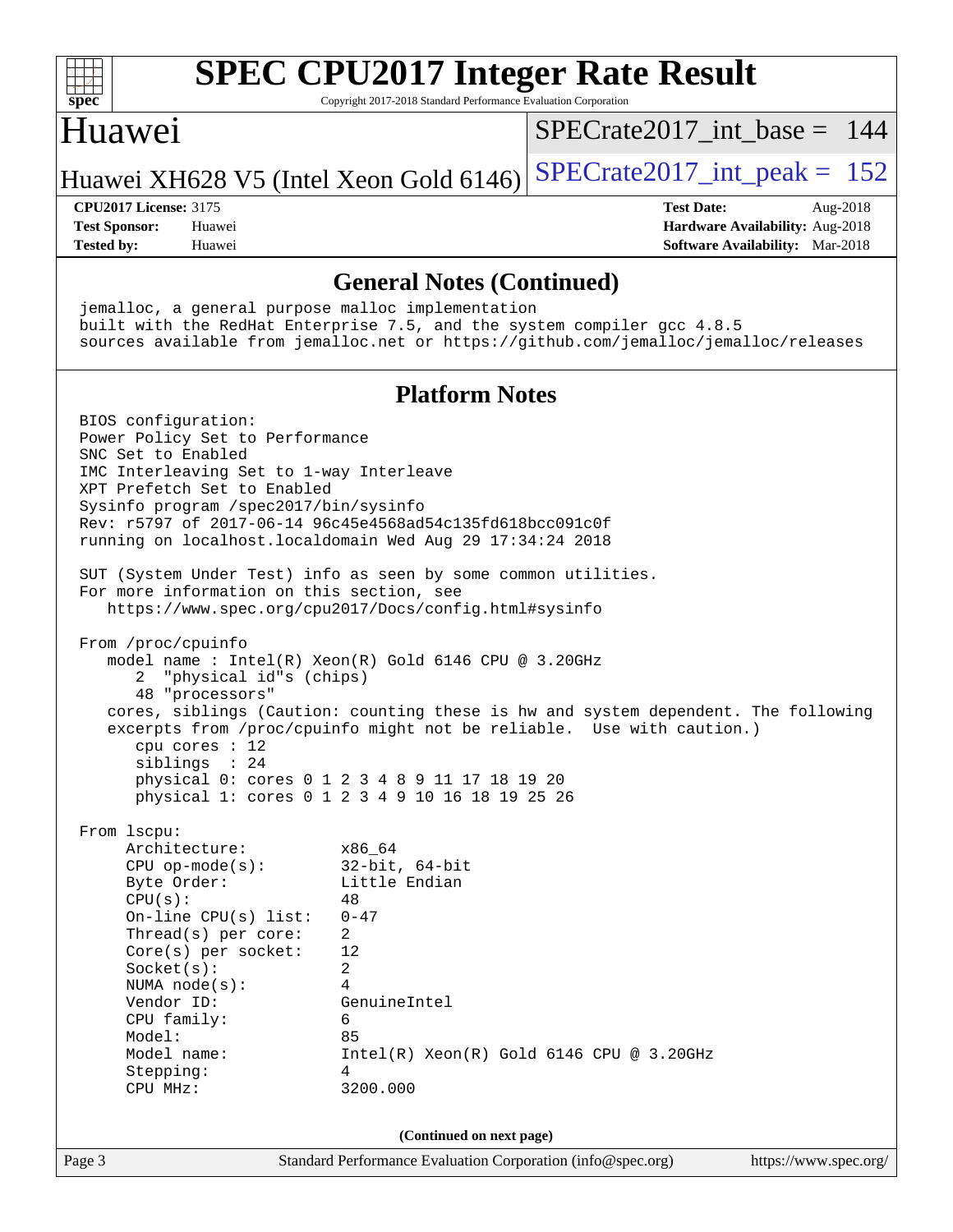## General Notes (Continued)

```
jemalloc, a general purpose malloc implementation
built with the RedHat Enterprise 7.5, and the system compiler gcc 4.8.5
sources available from jemalloc.net or https://github.com/jemalloc/jemalloc/releases
```

## Platform Notes

```
BIOS configuration:
Power Policy Set to Performance
SNC Set to Enabled
IMC Interleaving Set to 1-way Interleave
XPT Prefetch Set to Enabled
Sysinfo program /spec2017/bin/sysinfo
Rev: r5797 of 2017-06-14 96c45e4568ad54c135fd618bcc091c0f
running on localhost.localdomain Wed Aug 29 17:34:24 2018

SUT (System Under Test) info as seen by some common utilities.
For more information on this section, see
   https://www.spec.org/cpu2017/Docs/config.html#sysinfo

From /proc/cpuinfo
   model name : Intel(R) Xeon(R) Gold 6146 CPU @ 3.20GHz
      2  "physical id"s (chips)
      48 "processors"
   cores, siblings (Caution: counting these is hw and system dependent. The following
   excerpts from /proc/cpuinfo might not be reliable.  Use with caution.)
      cpu cores : 12
      siblings  : 24
      physical 0: cores 0 1 2 3 4 8 9 11 17 18 19 20
      physical 1: cores 0 1 2 3 4 9 10 16 18 19 25 26

From lscpu:
     Architecture:          x86_64
     CPU op-mode(s):        32-bit, 64-bit
     Byte Order:            Little Endian
     CPU(s):                48
     On-line CPU(s) list:   0-47
     Thread(s) per core:    2
     Core(s) per socket:    12
     Socket(s):             2
     NUMA node(s):          4
     Vendor ID:             GenuineIntel
     CPU family:            6
     Model:                 85
     Model name:            Intel(R) Xeon(R) Gold 6146 CPU @ 3.20GHz
     Stepping:              4
     CPU MHz:               3200.000
```

(Continued on next page)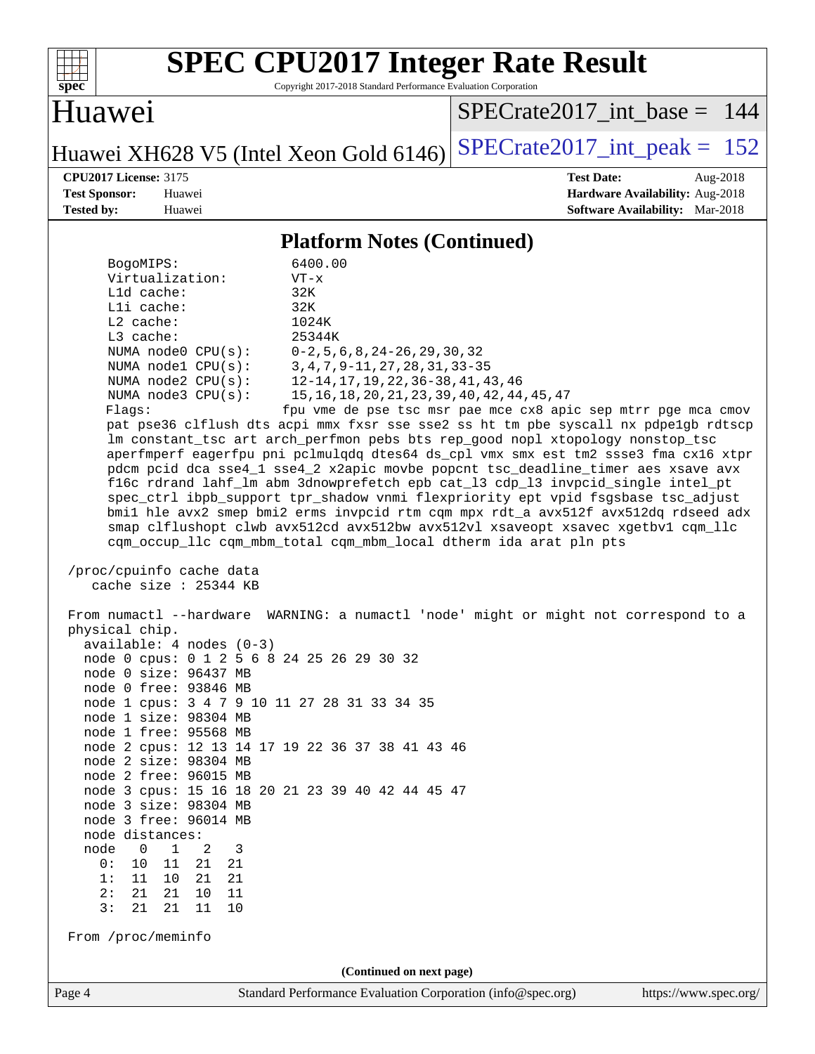# SPEC CPU2017 Integer Rate Result

Copyright 2017-2018 Standard Performance Evaluation Corporation

## Huawei

Huawei XH628 V5 (Intel Xeon Gold 6146)

SPECrate2017_int_base = 144

SPECrate2017_int_peak = 152

**CPU2017 License:** 3175
**Test Sponsor:** Huawei
**Tested by:** Huawei

**Test Date:** Aug-2018
**Hardware Availability:** Aug-2018
**Software Availability:** Mar-2018

### Platform Notes (Continued)

```
    BogoMIPS:              6400.00
    Virtualization:        VT-x
    L1d cache:             32K
    L1i cache:             32K
    L2 cache:              1024K
    L3 cache:              25344K
    NUMA node0 CPU(s):     0-2,5,6,8,24-26,29,30,32
    NUMA node1 CPU(s):     3,4,7,9-11,27,28,31,33-35
    NUMA node2 CPU(s):     12-14,17,19,22,36-38,41,43,46
    NUMA node3 CPU(s):     15,16,18,20,21,23,39,40,42,44,45,47
    Flags:                fpu vme de pse tsc msr pae mce cx8 apic sep mtrr pge mca cmov
    pat pse36 clflush dts acpi mmx fxsr sse sse2 ss ht tm pbe syscall nx pdpe1gb rdtscp
    lm constant_tsc art arch_perfmon pebs bts rep_good nopl xtopology nonstop_tsc
    aperfmperf eagerfpu pni pclmulqdq dtes64 ds_cpl vmx smx est tm2 ssse3 fma cx16 xtpr
    pdcm pcid dca sse4_1 sse4_2 x2apic movbe popcnt tsc_deadline_timer aes xsave avx
    f16c rdrand lahf_lm abm 3dnowprefetch epb cat_l3 cdp_l3 invpcid_single intel_pt
    spec_ctrl ibpb_support tpr_shadow vnmi flexpriority ept vpid fsgsbase tsc_adjust
    bmi1 hle avx2 smep bmi2 erms invpcid rtm cqm mpx rdt_a avx512f avx512dq rdseed adx
    smap clflushopt clwb avx512cd avx512bw avx512vl xsaveopt xsavec xgetbv1 cqm_llc
    cqm_occup_llc cqm_mbm_total cqm_mbm_local dtherm ida arat pln pts

 /proc/cpuinfo cache data
    cache size : 25344 KB

 From numactl --hardware  WARNING: a numactl 'node' might or might not correspond to a
 physical chip.
   available: 4 nodes (0-3)
   node 0 cpus: 0 1 2 5 6 8 24 25 26 29 30 32
   node 0 size: 96437 MB
   node 0 free: 93846 MB
   node 1 cpus: 3 4 7 9 10 11 27 28 31 33 34 35
   node 1 size: 98304 MB
   node 1 free: 95568 MB
   node 2 cpus: 12 13 14 17 19 22 36 37 38 41 43 46
   node 2 size: 98304 MB
   node 2 free: 96015 MB
   node 3 cpus: 15 16 18 20 21 23 39 40 42 44 45 47
   node 3 size: 98304 MB
   node 3 free: 96014 MB
   node distances:
   node   0   1   2   3
     0:  10  11  21  21
     1:  11  10  21  21
     2:  21  21  10  11
     3:  21  21  11  10

 From /proc/meminfo
```

(Continued on next page)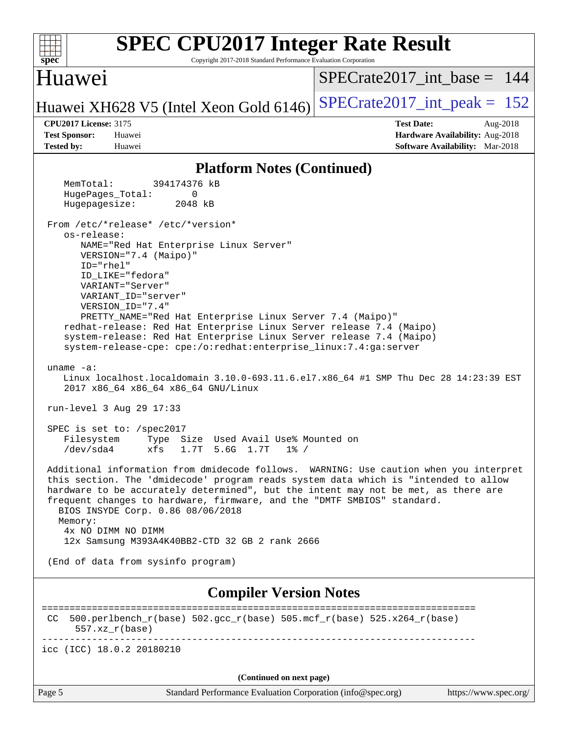## Platform Notes (Continued)

```
   MemTotal:       394174376 kB
   HugePages_Total:       0
   Hugepagesize:       2048 kB

 From /etc/*release* /etc/*version*
   os-release:
      NAME="Red Hat Enterprise Linux Server"
      VERSION="7.4 (Maipo)"
      ID="rhel"
      ID_LIKE="fedora"
      VARIANT="Server"
      VARIANT_ID="server"
      VERSION_ID="7.4"
      PRETTY_NAME="Red Hat Enterprise Linux Server 7.4 (Maipo)"
   redhat-release: Red Hat Enterprise Linux Server release 7.4 (Maipo)
   system-release: Red Hat Enterprise Linux Server release 7.4 (Maipo)
   system-release-cpe: cpe:/o:redhat:enterprise_linux:7.4:ga:server

 uname -a:
   Linux localhost.localdomain 3.10.0-693.11.6.el7.x86_64 #1 SMP Thu Dec 28 14:23:39 EST
   2017 x86_64 x86_64 x86_64 GNU/Linux

 run-level 3 Aug 29 17:33

 SPEC is set to: /spec2017
   Filesystem     Type  Size  Used Avail Use% Mounted on
   /dev/sda4      xfs   1.7T  5.6G  1.7T   1% /

 Additional information from dmidecode follows.  WARNING: Use caution when you interpret
 this section. The 'dmidecode' program reads system data which is "intended to allow
 hardware to be accurately determined", but the intent may not be met, as there are
 frequent changes to hardware, firmware, and the "DMTF SMBIOS" standard.
   BIOS INSYDE Corp. 0.86 08/06/2018
   Memory:
    4x NO DIMM NO DIMM
    12x Samsung M393A4K40BB2-CTD 32 GB 2 rank 2666

 (End of data from sysinfo program)
```

## Compiler Version Notes

```
==============================================================================
 CC  500.perlbench_r(base) 502.gcc_r(base) 505.mcf_r(base) 525.x264_r(base)
      557.xz_r(base)
------------------------------------------------------------------------------
icc (ICC) 18.0.2 20180210
```

(Continued on next page)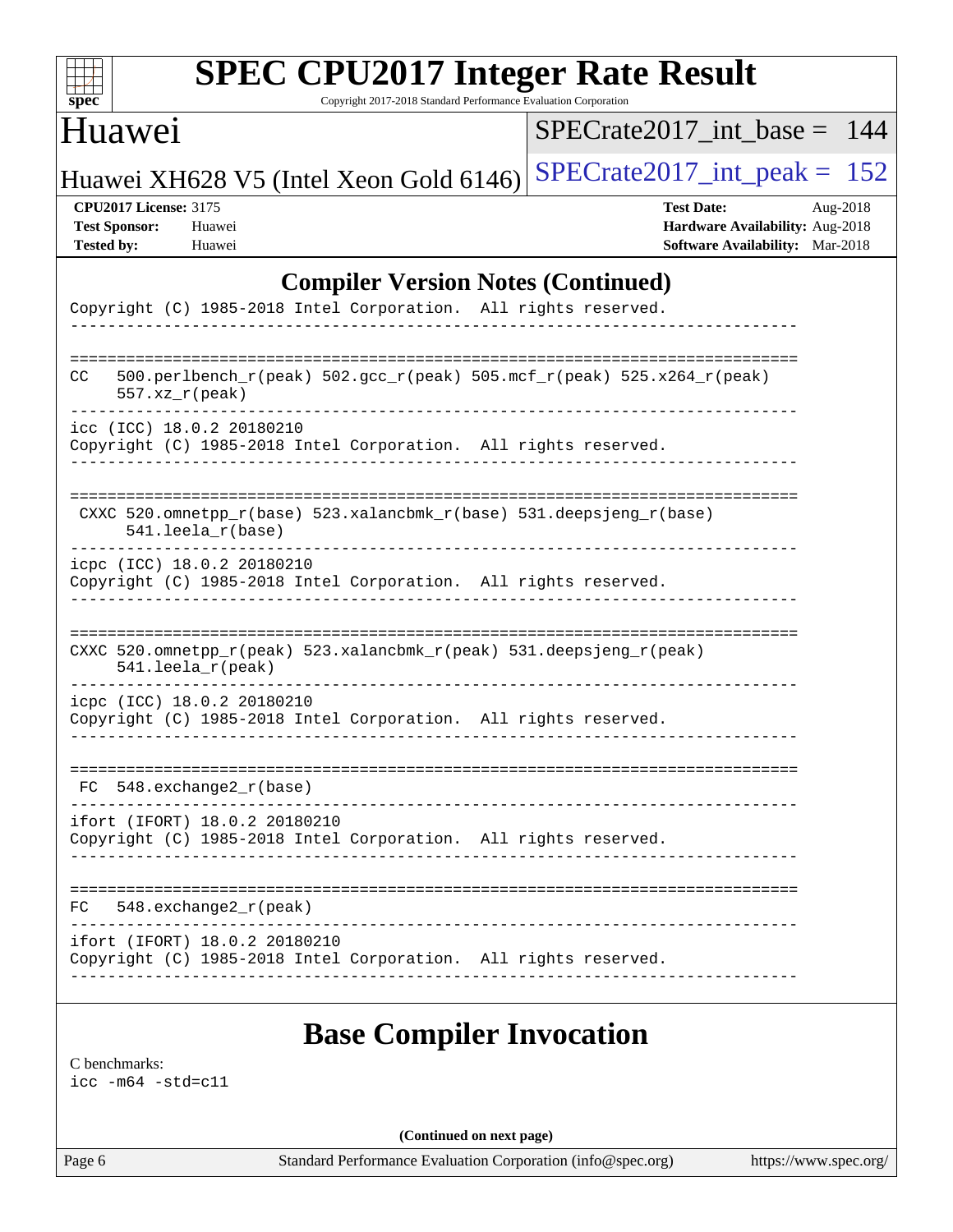# SPEC CPU2017 Integer Rate Result

Copyright 2017-2018 Standard Performance Evaluation Corporation

## Huawei

Huawei XH628 V5 (Intel Xeon Gold 6146)

SPECrate2017_int_base = 144

SPECrate2017_int_peak = 152

**CPU2017 License:** 3175
**Test Sponsor:** Huawei
**Tested by:** Huawei

**Test Date:** Aug-2018
**Hardware Availability:** Aug-2018
**Software Availability:** Mar-2018

## Compiler Version Notes (Continued)

```
Copyright (C) 1985-2018 Intel Corporation.  All rights reserved.
------------------------------------------------------------------------------

==============================================================================
CC   500.perlbench_r(peak) 502.gcc_r(peak) 505.mcf_r(peak) 525.x264_r(peak)
     557.xz_r(peak)
------------------------------------------------------------------------------
icc (ICC) 18.0.2 20180210
Copyright (C) 1985-2018 Intel Corporation.  All rights reserved.
------------------------------------------------------------------------------

==============================================================================
 CXXC 520.omnetpp_r(base) 523.xalancbmk_r(base) 531.deepsjeng_r(base)
      541.leela_r(base)
------------------------------------------------------------------------------
icpc (ICC) 18.0.2 20180210
Copyright (C) 1985-2018 Intel Corporation.  All rights reserved.
------------------------------------------------------------------------------

==============================================================================
CXXC 520.omnetpp_r(peak) 523.xalancbmk_r(peak) 531.deepsjeng_r(peak)
     541.leela_r(peak)
------------------------------------------------------------------------------
icpc (ICC) 18.0.2 20180210
Copyright (C) 1985-2018 Intel Corporation.  All rights reserved.
------------------------------------------------------------------------------

==============================================================================
 FC  548.exchange2_r(base)
------------------------------------------------------------------------------
ifort (IFORT) 18.0.2 20180210
Copyright (C) 1985-2018 Intel Corporation.  All rights reserved.
------------------------------------------------------------------------------

==============================================================================
FC   548.exchange2_r(peak)
------------------------------------------------------------------------------
ifort (IFORT) 18.0.2 20180210
Copyright (C) 1985-2018 Intel Corporation.  All rights reserved.
------------------------------------------------------------------------------
```

## Base Compiler Invocation

C benchmarks:
icc -m64 -std=c11

**(Continued on next page)**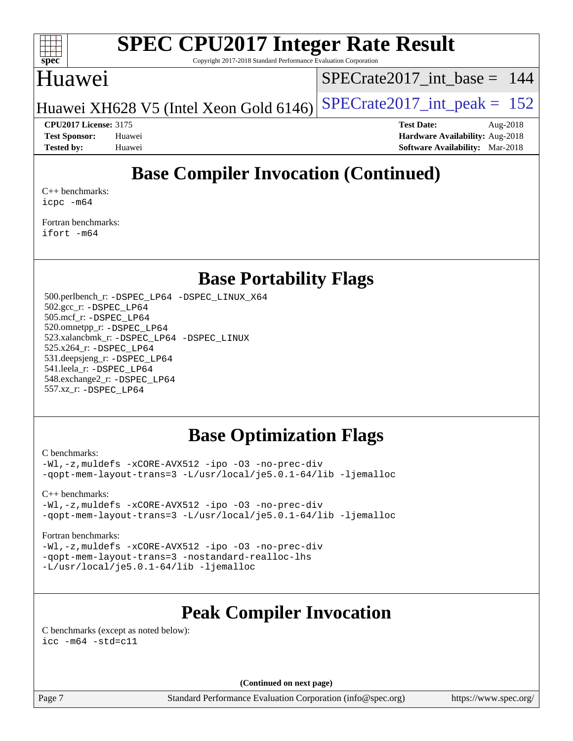## Base Compiler Invocation (Continued)

C++ benchmarks:
icpc -m64

Fortran benchmarks:
ifort -m64

## Base Portability Flags

500.perlbench_r: -DSPEC_LP64 -DSPEC_LINUX_X64
502.gcc_r: -DSPEC_LP64
505.mcf_r: -DSPEC_LP64
520.omnetpp_r: -DSPEC_LP64
523.xalancbmk_r: -DSPEC_LP64 -DSPEC_LINUX
525.x264_r: -DSPEC_LP64
531.deepsjeng_r: -DSPEC_LP64
541.leela_r: -DSPEC_LP64
548.exchange2_r: -DSPEC_LP64
557.xz_r: -DSPEC_LP64

## Base Optimization Flags

C benchmarks:
-Wl,-z,muldefs -xCORE-AVX512 -ipo -O3 -no-prec-div
-qopt-mem-layout-trans=3 -L/usr/local/je5.0.1-64/lib -ljemalloc

C++ benchmarks:
-Wl,-z,muldefs -xCORE-AVX512 -ipo -O3 -no-prec-div
-qopt-mem-layout-trans=3 -L/usr/local/je5.0.1-64/lib -ljemalloc

Fortran benchmarks:
-Wl,-z,muldefs -xCORE-AVX512 -ipo -O3 -no-prec-div
-qopt-mem-layout-trans=3 -nostandard-realloc-lhs
-L/usr/local/je5.0.1-64/lib -ljemalloc

## Peak Compiler Invocation

C benchmarks (except as noted below):
icc -m64 -std=c11

(Continued on next page)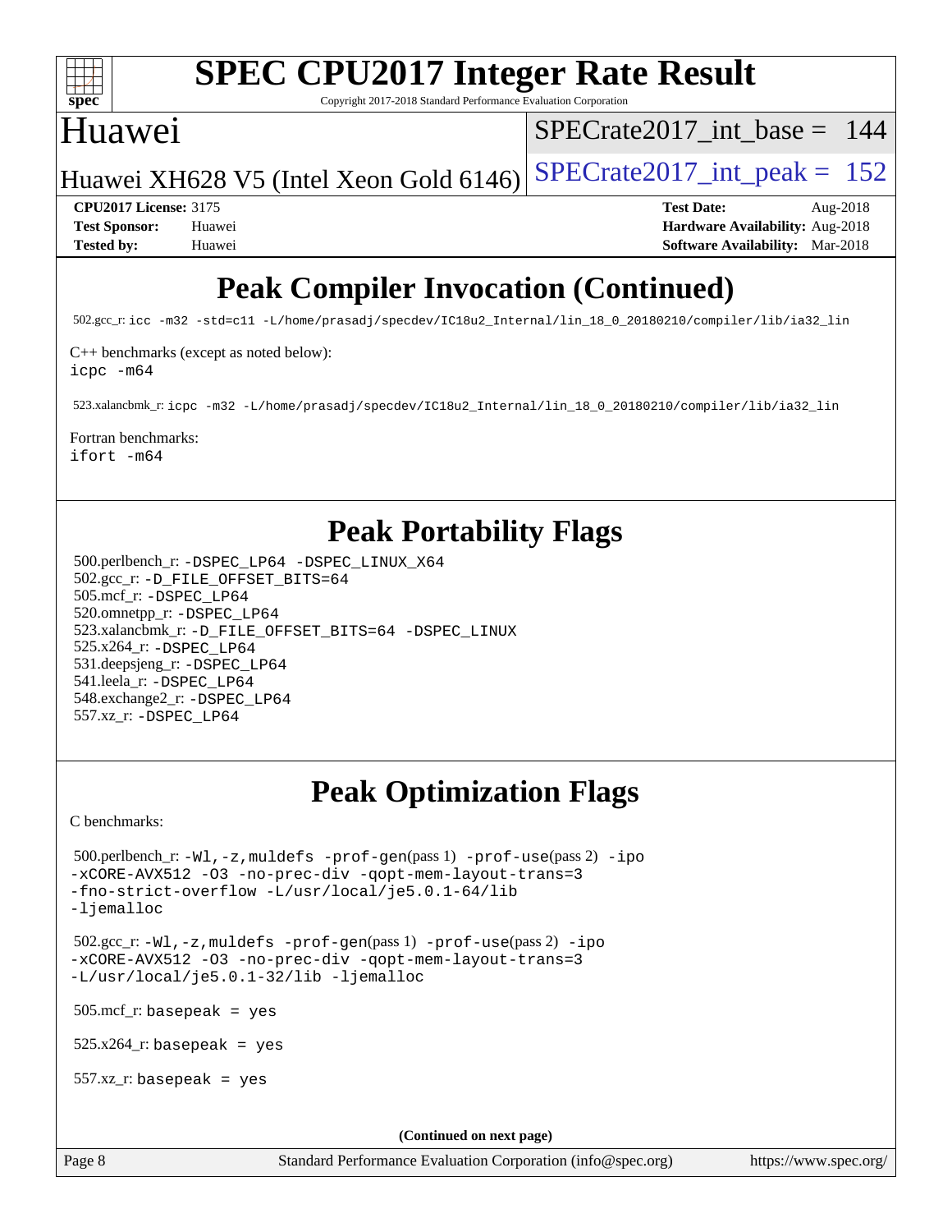# Peak Compiler Invocation (Continued)

502.gcc_r: `icc -m32 -std=c11 -L/home/prasadj/specdev/IC18u2_Internal/lin_18_0_20180210/compiler/lib/ia32_lin`

C++ benchmarks (except as noted below):
`icpc -m64`

523.xalancbmk_r: `icpc -m32 -L/home/prasadj/specdev/IC18u2_Internal/lin_18_0_20180210/compiler/lib/ia32_lin`

Fortran benchmarks:
`ifort -m64`

# Peak Portability Flags

500.perlbench_r: `-DSPEC_LP64 -DSPEC_LINUX_X64`
502.gcc_r: `-D_FILE_OFFSET_BITS=64`
505.mcf_r: `-DSPEC_LP64`
520.omnetpp_r: `-DSPEC_LP64`
523.xalancbmk_r: `-D_FILE_OFFSET_BITS=64 -DSPEC_LINUX`
525.x264_r: `-DSPEC_LP64`
531.deepsjeng_r: `-DSPEC_LP64`
541.leela_r: `-DSPEC_LP64`
548.exchange2_r: `-DSPEC_LP64`
557.xz_r: `-DSPEC_LP64`

# Peak Optimization Flags

C benchmarks:

500.perlbench_r: `-Wl,-z,muldefs -prof-gen`(pass 1) `-prof-use`(pass 2) `-ipo -xCORE-AVX512 -O3 -no-prec-div -qopt-mem-layout-trans=3 -fno-strict-overflow -L/usr/local/je5.0.1-64/lib -ljemalloc`

502.gcc_r: `-Wl,-z,muldefs -prof-gen`(pass 1) `-prof-use`(pass 2) `-ipo -xCORE-AVX512 -O3 -no-prec-div -qopt-mem-layout-trans=3 -L/usr/local/je5.0.1-32/lib -ljemalloc`

505.mcf_r: `basepeak = yes`

525.x264_r: `basepeak = yes`

557.xz_r: `basepeak = yes`

**(Continued on next page)**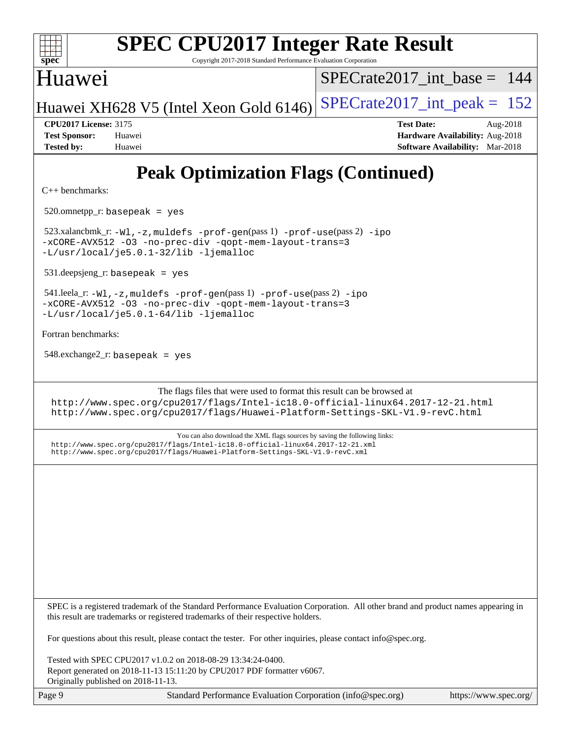# Peak Optimization Flags (Continued)

C++ benchmarks:

520.omnetpp_r: `basepeak = yes`

523.xalancbmk_r: `-Wl,-z,muldefs -prof-gen`(pass 1) `-prof-use`(pass 2) `-ipo -xCORE-AVX512 -O3 -no-prec-div -qopt-mem-layout-trans=3 -L/usr/local/je5.0.1-32/lib -ljemalloc`

531.deepsjeng_r: `basepeak = yes`

541.leela_r: `-Wl,-z,muldefs -prof-gen`(pass 1) `-prof-use`(pass 2) `-ipo -xCORE-AVX512 -O3 -no-prec-div -qopt-mem-layout-trans=3 -L/usr/local/je5.0.1-64/lib -ljemalloc`

Fortran benchmarks:

548.exchange2_r: `basepeak = yes`

The flags files that were used to format this result can be browsed at
http://www.spec.org/cpu2017/flags/Intel-ic18.0-official-linux64.2017-12-21.html
http://www.spec.org/cpu2017/flags/Huawei-Platform-Settings-SKL-V1.9-revC.html

You can also download the XML flags sources by saving the following links:
http://www.spec.org/cpu2017/flags/Intel-ic18.0-official-linux64.2017-12-21.xml
http://www.spec.org/cpu2017/flags/Huawei-Platform-Settings-SKL-V1.9-revC.xml

SPEC is a registered trademark of the Standard Performance Evaluation Corporation. All other brand and product names appearing in this result are trademarks or registered trademarks of their respective holders.

For questions about this result, please contact the tester. For other inquiries, please contact info@spec.org.

Tested with SPEC CPU2017 v1.0.2 on 2018-08-29 13:34:24-0400.
Report generated on 2018-11-13 15:11:20 by CPU2017 PDF formatter v6067.
Originally published on 2018-11-13.